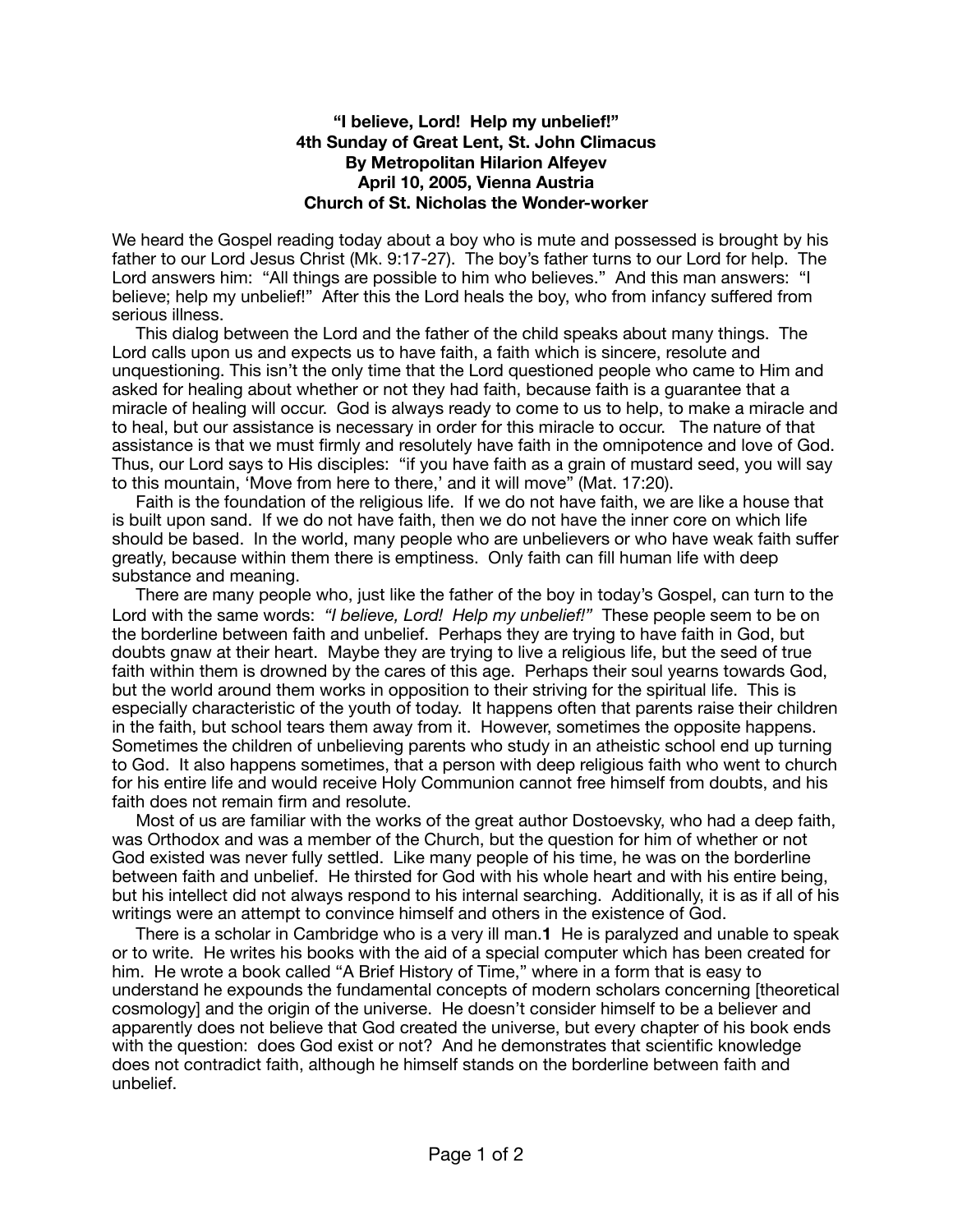**"I believe, Lord! Help my unbelief!"**
**4th Sunday of Great Lent, St. John Climacus**
**By Metropolitan Hilarion Alfeyev**
**April 10, 2005, Vienna Austria**
**Church of St. Nicholas the Wonder-worker**

We heard the Gospel reading today about a boy who is mute and possessed is brought by his father to our Lord Jesus Christ (Mk. 9:17-27). The boy's father turns to our Lord for help. The Lord answers him: "All things are possible to him who believes." And this man answers: "I believe; help my unbelief!" After this the Lord heals the boy, who from infancy suffered from serious illness.

This dialog between the Lord and the father of the child speaks about many things. The Lord calls upon us and expects us to have faith, a faith which is sincere, resolute and unquestioning. This isn't the only time that the Lord questioned people who came to Him and asked for healing about whether or not they had faith, because faith is a guarantee that a miracle of healing will occur. God is always ready to come to us to help, to make a miracle and to heal, but our assistance is necessary in order for this miracle to occur. The nature of that assistance is that we must firmly and resolutely have faith in the omnipotence and love of God. Thus, our Lord says to His disciples: "if you have faith as a grain of mustard seed, you will say to this mountain, 'Move from here to there,' and it will move" (Mat. 17:20).

Faith is the foundation of the religious life. If we do not have faith, we are like a house that is built upon sand. If we do not have faith, then we do not have the inner core on which life should be based. In the world, many people who are unbelievers or who have weak faith suffer greatly, because within them there is emptiness. Only faith can fill human life with deep substance and meaning.

There are many people who, just like the father of the boy in today's Gospel, can turn to the Lord with the same words: *"I believe, Lord! Help my unbelief!"* These people seem to be on the borderline between faith and unbelief. Perhaps they are trying to have faith in God, but doubts gnaw at their heart. Maybe they are trying to live a religious life, but the seed of true faith within them is drowned by the cares of this age. Perhaps their soul yearns towards God, but the world around them works in opposition to their striving for the spiritual life. This is especially characteristic of the youth of today. It happens often that parents raise their children in the faith, but school tears them away from it. However, sometimes the opposite happens. Sometimes the children of unbelieving parents who study in an atheistic school end up turning to God. It also happens sometimes, that a person with deep religious faith who went to church for his entire life and would receive Holy Communion cannot free himself from doubts, and his faith does not remain firm and resolute.

Most of us are familiar with the works of the great author Dostoevsky, who had a deep faith, was Orthodox and was a member of the Church, but the question for him of whether or not God existed was never fully settled. Like many people of his time, he was on the borderline between faith and unbelief. He thirsted for God with his whole heart and with his entire being, but his intellect did not always respond to his internal searching. Additionally, it is as if all of his writings were an attempt to convince himself and others in the existence of God.

There is a scholar in Cambridge who is a very ill man.**1** He is paralyzed and unable to speak or to write. He writes his books with the aid of a special computer which has been created for him. He wrote a book called "A Brief History of Time," where in a form that is easy to understand he expounds the fundamental concepts of modern scholars concerning [theoretical cosmology] and the origin of the universe. He doesn't consider himself to be a believer and apparently does not believe that God created the universe, but every chapter of his book ends with the question: does God exist or not? And he demonstrates that scientific knowledge does not contradict faith, although he himself stands on the borderline between faith and unbelief.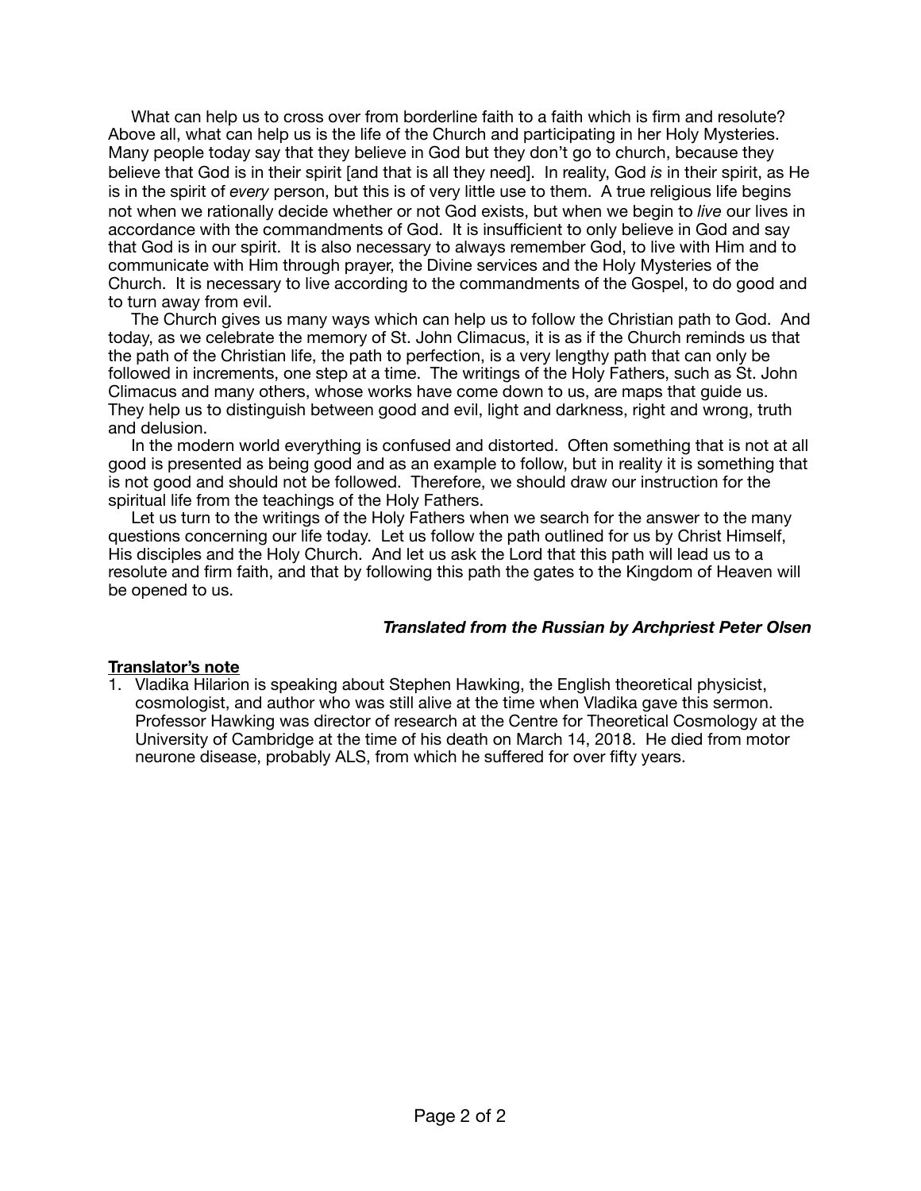What can help us to cross over from borderline faith to a faith which is firm and resolute? Above all, what can help us is the life of the Church and participating in her Holy Mysteries. Many people today say that they believe in God but they don't go to church, because they believe that God is in their spirit [and that is all they need]. In reality, God *is* in their spirit, as He is in the spirit of *every* person, but this is of very little use to them. A true religious life begins not when we rationally decide whether or not God exists, but when we begin to *live* our lives in accordance with the commandments of God. It is insufficient to only believe in God and say that God is in our spirit. It is also necessary to always remember God, to live with Him and to communicate with Him through prayer, the Divine services and the Holy Mysteries of the Church. It is necessary to live according to the commandments of the Gospel, to do good and to turn away from evil.

The Church gives us many ways which can help us to follow the Christian path to God. And today, as we celebrate the memory of St. John Climacus, it is as if the Church reminds us that the path of the Christian life, the path to perfection, is a very lengthy path that can only be followed in increments, one step at a time. The writings of the Holy Fathers, such as St. John Climacus and many others, whose works have come down to us, are maps that guide us. They help us to distinguish between good and evil, light and darkness, right and wrong, truth and delusion.

In the modern world everything is confused and distorted. Often something that is not at all good is presented as being good and as an example to follow, but in reality it is something that is not good and should not be followed. Therefore, we should draw our instruction for the spiritual life from the teachings of the Holy Fathers.

Let us turn to the writings of the Holy Fathers when we search for the answer to the many questions concerning our life today. Let us follow the path outlined for us by Christ Himself, His disciples and the Holy Church. And let us ask the Lord that this path will lead us to a resolute and firm faith, and that by following this path the gates to the Kingdom of Heaven will be opened to us.

***Translated from the Russian by Archpriest Peter Olsen***

**Translator's note**

1. Vladika Hilarion is speaking about Stephen Hawking, the English theoretical physicist, cosmologist, and author who was still alive at the time when Vladika gave this sermon. Professor Hawking was director of research at the Centre for Theoretical Cosmology at the University of Cambridge at the time of his death on March 14, 2018. He died from motor neurone disease, probably ALS, from which he suffered for over fifty years.